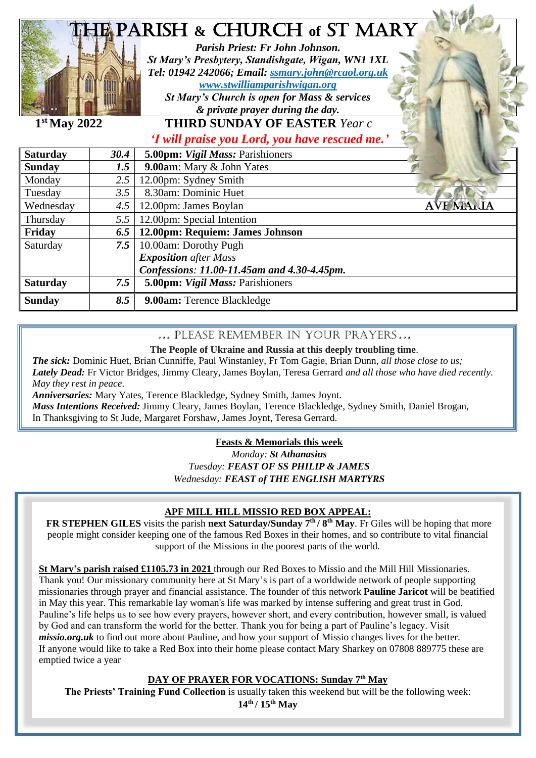# THE PARISH & CHURCH of ST MARY

***Parish Priest: Fr John Johnson.***
***St Mary's Presbytery, Standishgate, Wigan, WN1 1XL***
***Tel: 01942 242066; Email: ssmary.john@rcaol.org.uk***
***www.stwilliamparishwigan.org***
***St Mary's Church is open for Mass & services***
***& private prayer during the day.***

**1st May 2022** **THIRD SUNDAY OF EASTER** *Year c*

***'I will praise you Lord, you have rescued me.'***

| | | |
|---|---|---|
| **Saturday** | ***30.4*** | **5.00pm:** ***Vigil Mass:*** Parishioners |
| **Sunday** | ***1.5*** | **9.00am**: Mary & John Yates |
| Monday | *2.5* | 12.00pm: Sydney Smith |
| Tuesday | *3.5* | 8.30am: Dominic Huet |
| Wednesday | *4.5* | 12.00pm: James Boylan |
| Thursday | *5.5* | 12.00pm: Special Intention |
| **Friday** | ***6.5*** | **12.00pm: Requiem: James Johnson** |
| Saturday | ***7.5*** | 10.00am: Dorothy Pugh<br>***Exposition*** *after Mass*<br>***Confessions**: 11.00-11.45am and 4.30-4.45pm.* |
| **Saturday** | ***7.5*** | **5.00pm:** ***Vigil Mass:*** Parishioners |
| **Sunday** | ***8.5*** | **9.00am:** Terence Blackledge |

AVE MARIA

## … PLEASE REMEMBER IN YOUR PRAYERS…

**The People of Ukraine and Russia at this deeply troubling time**.

***The sick:*** Dominic Huet, Brian Cunniffe, Paul Winstanley, Fr Tom Gagie, Brian Dunn, *all those close to us;*
***Lately Dead:*** Fr Victor Bridges, Jimmy Cleary, James Boylan, Teresa Gerrard *and all those who have died recently. May they rest in peace.*
***Anniversaries:*** Mary Yates, Terence Blackledge, Sydney Smith, James Joynt.
***Mass Intentions Received:*** Jimmy Cleary, James Boylan, Terence Blackledge, Sydney Smith, Daniel Brogan, In Thanksgiving to St Jude, Margaret Forshaw, James Joynt, Teresa Gerrard.

**Feasts & Memorials this week**

*Monday:* ***St Athanasius***
*Tuesday:* ***FEAST OF SS PHILIP & JAMES***
*Wednesday:* ***FEAST of THE ENGLISH MARTYRS***

**APF MILL HILL MISSIO RED BOX APPEAL:**

**FR STEPHEN GILES** visits the parish **next Saturday/Sunday 7th / 8th May**. Fr Giles will be hoping that more people might consider keeping one of the famous Red Boxes in their homes, and so contribute to vital financial support of the Missions in the poorest parts of the world.

**St Mary's parish raised £1105.73 in 2021** through our Red Boxes to Missio and the Mill Hill Missionaries. Thank you! Our missionary community here at St Mary's is part of a worldwide network of people supporting missionaries through prayer and financial assistance. The founder of this network **Pauline Jaricot** will be beatified in May this year. This remarkable lay woman's life was marked by intense suffering and great trust in God. Pauline's life helps us to see how every prayers, however short, and every contribution, however small, is valued by God and can transform the world for the better. Thank you for being a part of Pauline's legacy. Visit ***missio.org.uk*** to find out more about Pauline, and how your support of Missio changes lives for the better. If anyone would like to take a Red Box into their home please contact Mary Sharkey on 07808 889775 these are emptied twice a year

**DAY OF PRAYER FOR VOCATIONS: Sunday 7th May**

**The Priests' Training Fund Collection** is usually taken this weekend but will be the following week: **14th / 15th May**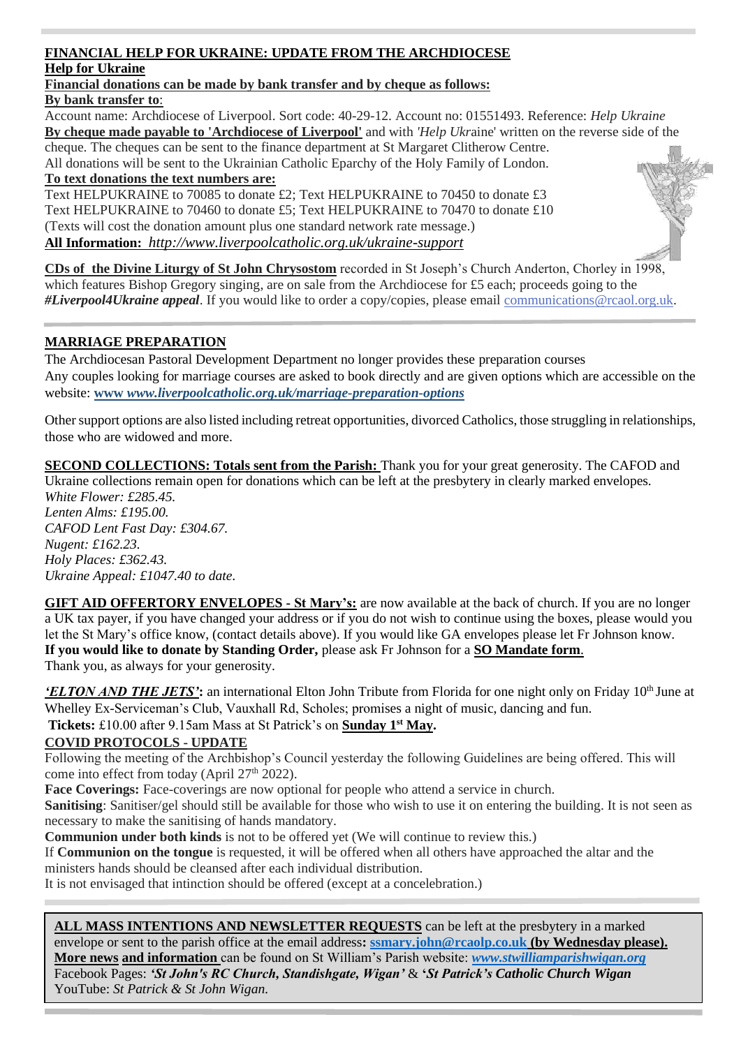**FINANCIAL HELP FOR UKRAINE: UPDATE FROM THE ARCHDIOCESE**

**Help for Ukraine**

**Financial donations can be made by bank transfer and by cheque as follows:**

**By bank transfer to**:

Account name: Archdiocese of Liverpool. Sort code: 40-29-12. Account no: 01551493. Reference: *Help Ukraine*

**By cheque made payable to 'Archdiocese of Liverpool'** and with *'Help Ukr*aine' written on the reverse side of the cheque. The cheques can be sent to the finance department at St Margaret Clitherow Centre.

All donations will be sent to the Ukrainian Catholic Eparchy of the Holy Family of London.

**To text donations the text numbers are:**

Text HELPUKRAINE to 70085 to donate £2; Text HELPUKRAINE to 70450 to donate £3

Text HELPUKRAINE to 70460 to donate £5; Text HELPUKRAINE to 70470 to donate £10

(Texts will cost the donation amount plus one standard network rate message.)

**All Information:** *http://www.liverpoolcatholic.org.uk/ukraine-support*

**CDs of the Divine Liturgy of St John Chrysostom** recorded in St Joseph's Church Anderton, Chorley in 1998, which features Bishop Gregory singing, are on sale from the Archdiocese for £5 each; proceeds going to the ***#Liverpool4Ukraine appeal***. If you would like to order a copy/copies, please email communications@rcaol.org.uk.

**MARRIAGE PREPARATION**

The Archdiocesan Pastoral Development Department no longer provides these preparation courses

Any couples looking for marriage courses are asked to book directly and are given options which are accessible on the website: ***www www.liverpoolcatholic.org.uk/marriage-preparation-options***

Other support options are also listed including retreat opportunities, divorced Catholics, those struggling in relationships, those who are widowed and more.

**SECOND COLLECTIONS: Totals sent from the Parish:** Thank you for your great generosity. The CAFOD and Ukraine collections remain open for donations which can be left at the presbytery in clearly marked envelopes.

*White Flower: £285.45.*
*Lenten Alms: £195.00.*
*CAFOD Lent Fast Day: £304.67.*
*Nugent: £162.23.*
*Holy Places: £362.43.*
*Ukraine Appeal: £1047.40 to date.*

**GIFT AID OFFERTORY ENVELOPES - St Mary's:** are now available at the back of church. If you are no longer a UK tax payer, if you have changed your address or if you do not wish to continue using the boxes, please would you let the St Mary's office know, (contact details above). If you would like GA envelopes please let Fr Johnson know. **If you would like to donate by Standing Order,** please ask Fr Johnson for a **SO Mandate form**.

Thank you, as always for your generosity.

***'ELTON AND THE JETS'*:** an international Elton John Tribute from Florida for one night only on Friday 10th June at Whelley Ex-Serviceman's Club, Vauxhall Rd, Scholes; promises a night of music, dancing and fun.

**Tickets:** £10.00 after 9.15am Mass at St Patrick's on **Sunday 1st May.**

**COVID PROTOCOLS - UPDATE**

Following the meeting of the Archbishop's Council yesterday the following Guidelines are being offered. This will come into effect from today (April 27th 2022).

**Face Coverings:** Face-coverings are now optional for people who attend a service in church.

**Sanitising**: Sanitiser/gel should still be available for those who wish to use it on entering the building. It is not seen as necessary to make the sanitising of hands mandatory.

**Communion under both kinds** is not to be offered yet (We will continue to review this.)

If **Communion on the tongue** is requested, it will be offered when all others have approached the altar and the ministers hands should be cleansed after each individual distribution.

It is not envisaged that intinction should be offered (except at a concelebration.)

**ALL MASS INTENTIONS AND NEWSLETTER REQUESTS** can be left at the presbytery in a marked envelope or sent to the parish office at the email address**: ssmary.john@rcaolp.co.uk (by Wednesday please).**
**More news and information** can be found on St William's Parish website: ***www.stwilliamparishwigan.org***
Facebook Pages: ***'St John's RC Church, Standishgate, Wigan'*** & **'*St Patrick's Catholic Church Wigan***
YouTube: *St Patrick & St John Wigan.*